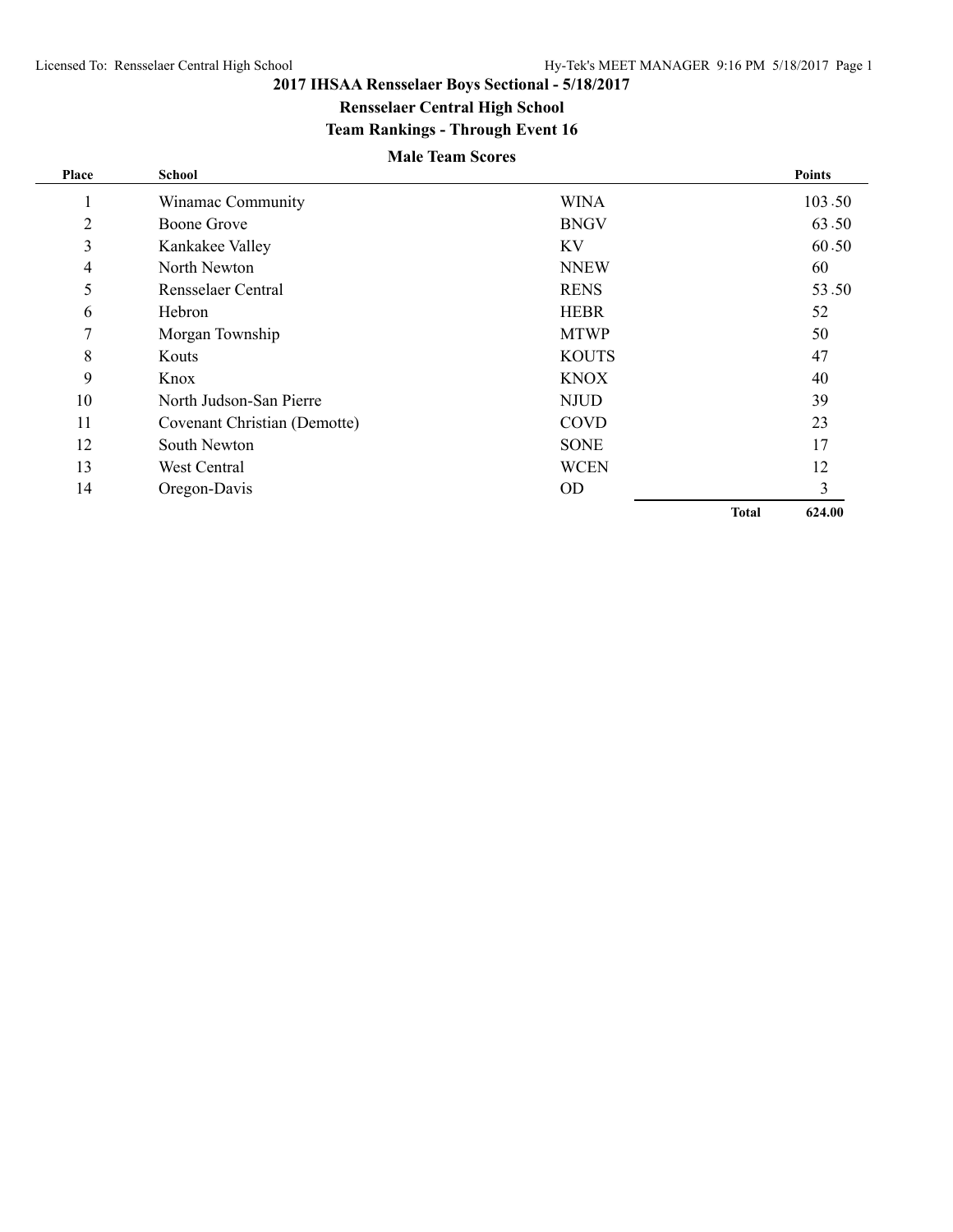# 2017 IHSAA Rensselaer Boys Sectional - 5/18/2017

## Rensselaer Central High School

### Team Rankings - Through Event 16

**Male Team Scores**

| Place | School | | Points |
|---|---|---|---|
| 1 | Winamac Community | WINA | 103.50 |
| 2 | Boone Grove | BNGV | 63.50 |
| 3 | Kankakee Valley | KV | 60.50 |
| 4 | North Newton | NNEW | 60 |
| 5 | Rensselaer Central | RENS | 53.50 |
| 6 | Hebron | HEBR | 52 |
| 7 | Morgan Township | MTWP | 50 |
| 8 | Kouts | KOUTS | 47 |
| 9 | Knox | KNOX | 40 |
| 10 | North Judson-San Pierre | NJUD | 39 |
| 11 | Covenant Christian (Demotte) | COVD | 23 |
| 12 | South Newton | SONE | 17 |
| 13 | West Central | WCEN | 12 |
| 14 | Oregon-Davis | OD | 3 |
| | | **Total** | **624.00** |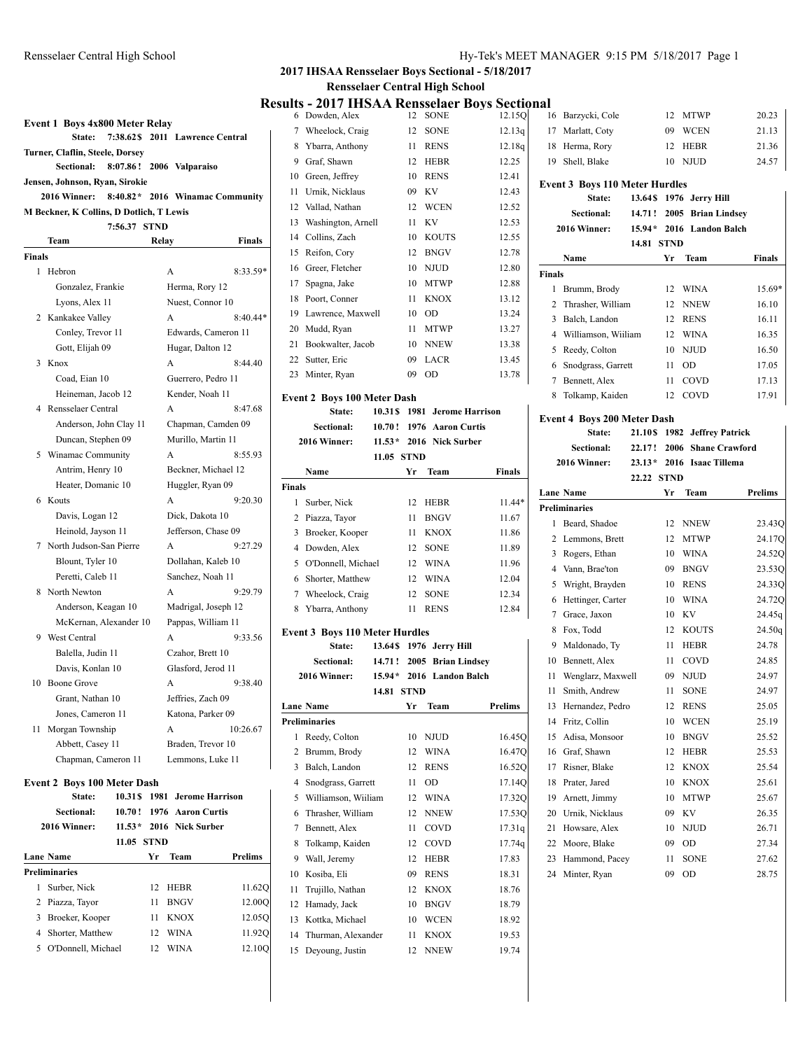## 2017 IHSAA Rensselaer Boys Sectional - 5/18/2017

### Rensselaer Central High School

# Results - 2017 IHSAA Rensselaer Boys Sectional

### Event 1 Boys 4x800 Meter Relay

State: 7:38.62$ 2011 Lawrence Central
Turner, Claflin, Steele, Dorsey

Sectional: 8:07.86! 2006 Valparaiso
Jensen, Johnson, Ryan, Sirokie

2016 Winner: 8:40.82* 2016 Winamac Community
M Beckner, K Collins, D Dotlich, T Lewis

7:56.37 STND

**Finals**

| | Team | Relay | Finals |
|---|---|---|---|
| 1 | Hebron | A | 8:33.59* |
| | Gonzalez, Frankie | Herma, Rory 12 | |
| | Lyons, Alex 11 | Nuest, Connor 10 | |
| 2 | Kankakee Valley | A | 8:40.44* |
| | Conley, Trevor 11 | Edwards, Cameron 11 | |
| | Gott, Elijah 09 | Hugar, Dalton 12 | |
| 3 | Knox | A | 8:44.40 |
| | Coad, Eian 10 | Guerrero, Pedro 11 | |
| | Heineman, Jacob 12 | Kender, Noah 11 | |
| 4 | Rensselaer Central | A | 8:47.68 |
| | Anderson, John Clay 11 | Chapman, Camden 09 | |
| | Duncan, Stephen 09 | Murillo, Martin 11 | |
| 5 | Winamac Community | A | 8:55.93 |
| | Antrim, Henry 10 | Beckner, Michael 12 | |
| | Heater, Domanic 10 | Huggler, Ryan 09 | |
| 6 | Kouts | A | 9:20.30 |
| | Davis, Logan 12 | Dick, Dakota 10 | |
| | Heinold, Jayson 11 | Jefferson, Chase 09 | |
| 7 | North Judson-San Pierre | A | 9:27.29 |
| | Blount, Tyler 10 | Dollahan, Kaleb 10 | |
| | Peretti, Caleb 11 | Sanchez, Noah 11 | |
| 8 | North Newton | A | 9:29.79 |
| | Anderson, Keagan 10 | Madrigal, Joseph 12 | |
| | McKernan, Alexander 10 | Pappas, William 11 | |
| 9 | West Central | A | 9:33.56 |
| | Balella, Judin 11 | Czahor, Brett 10 | |
| | Davis, Konlan 10 | Glasford, Jerod 11 | |
| 10 | Boone Grove | A | 9:38.40 |
| | Grant, Nathan 10 | Jeffries, Zach 09 | |
| | Jones, Cameron 11 | Katona, Parker 09 | |
| 11 | Morgan Township | A | 10:26.67 |
| | Abbett, Casey 11 | Braden, Trevor 10 | |
| | Chapman, Cameron 11 | Lemmons, Luke 11 | |

### Event 2 Boys 100 Meter Dash

State: 10.31$ 1981 Jerome Harrison
Sectional: 10.70! 1976 Aaron Curtis
2016 Winner: 11.53* 2016 Nick Surber
11.05 STND

**Preliminaries**

| Lane | Name | Yr | Team | Prelims |
|---|---|---|---|---|
| 1 | Surber, Nick | 12 | HEBR | 11.62Q |
| 2 | Piazza, Tayor | 11 | BNGV | 12.00Q |
| 3 | Broeker, Kooper | 11 | KNOX | 12.05Q |
| 4 | Shorter, Matthew | 12 | WINA | 11.92Q |
| 5 | O'Donnell, Michael | 12 | WINA | 12.10Q |
| 6 | Dowden, Alex | 12 | SONE | 12.15Q |
| 7 | Wheelock, Craig | 12 | SONE | 12.13q |
| 8 | Ybarra, Anthony | 11 | RENS | 12.18q |
| 9 | Graf, Shawn | 12 | HEBR | 12.25 |
| 10 | Green, Jeffrey | 10 | RENS | 12.41 |
| 11 | Urnik, Nicklaus | 09 | KV | 12.43 |
| 12 | Vallad, Nathan | 12 | WCEN | 12.52 |
| 13 | Washington, Arnell | 11 | KV | 12.53 |
| 14 | Collins, Zach | 10 | KOUTS | 12.55 |
| 15 | Reifon, Cory | 12 | BNGV | 12.78 |
| 16 | Greer, Fletcher | 10 | NJUD | 12.80 |
| 17 | Spagna, Jake | 10 | MTWP | 12.88 |
| 18 | Poort, Conner | 11 | KNOX | 13.12 |
| 19 | Lawrence, Maxwell | 10 | OD | 13.24 |
| 20 | Mudd, Ryan | 11 | MTWP | 13.27 |
| 21 | Bookwalter, Jacob | 10 | NNEW | 13.38 |
| 22 | Sutter, Eric | 09 | LACR | 13.45 |
| 23 | Minter, Ryan | 09 | OD | 13.78 |

### Event 2 Boys 100 Meter Dash

State: 10.31$ 1981 Jerome Harrison
Sectional: 10.70! 1976 Aaron Curtis
2016 Winner: 11.53* 2016 Nick Surber
11.05 STND

**Finals**

| | Name | Yr | Team | Finals |
|---|---|---|---|---|
| 1 | Surber, Nick | 12 | HEBR | 11.44* |
| 2 | Piazza, Tayor | 11 | BNGV | 11.67 |
| 3 | Broeker, Kooper | 11 | KNOX | 11.86 |
| 4 | Dowden, Alex | 12 | SONE | 11.89 |
| 5 | O'Donnell, Michael | 12 | WINA | 11.96 |
| 6 | Shorter, Matthew | 12 | WINA | 12.04 |
| 7 | Wheelock, Craig | 12 | SONE | 12.34 |
| 8 | Ybarra, Anthony | 11 | RENS | 12.84 |

### Event 3 Boys 110 Meter Hurdles

State: 13.64$ 1976 Jerry Hill
Sectional: 14.71! 2005 Brian Lindsey
2016 Winner: 15.94* 2016 Landon Balch
14.81 STND

**Preliminaries**

| Lane | Name | Yr | Team | Prelims |
|---|---|---|---|---|
| 1 | Reedy, Colton | 10 | NJUD | 16.45Q |
| 2 | Brumm, Brody | 12 | WINA | 16.47Q |
| 3 | Balch, Landon | 12 | RENS | 16.52Q |
| 4 | Snodgrass, Garrett | 11 | OD | 17.14Q |
| 5 | Williamson, Wiiliam | 12 | WINA | 17.32Q |
| 6 | Thrasher, William | 12 | NNEW | 17.53Q |
| 7 | Bennett, Alex | 11 | COVD | 17.31q |
| 8 | Tolkamp, Kaiden | 12 | COVD | 17.74q |
| 9 | Wall, Jeremy | 12 | HEBR | 17.83 |
| 10 | Kosiba, Eli | 09 | RENS | 18.31 |
| 11 | Trujillo, Nathan | 12 | KNOX | 18.76 |
| 12 | Hamady, Jack | 10 | BNGV | 18.79 |
| 13 | Kottka, Michael | 10 | WCEN | 18.92 |
| 14 | Thurman, Alexander | 11 | KNOX | 19.53 |
| 15 | Deyoung, Justin | 12 | NNEW | 19.74 |
| 16 | Barzycki, Cole | 12 | MTWP | 20.23 |
| 17 | Marlatt, Coty | 09 | WCEN | 21.13 |
| 18 | Herma, Rory | 12 | HEBR | 21.36 |
| 19 | Shell, Blake | 10 | NJUD | 24.57 |

### Event 3 Boys 110 Meter Hurdles

State: 13.64$ 1976 Jerry Hill
Sectional: 14.71! 2005 Brian Lindsey
2016 Winner: 15.94* 2016 Landon Balch
14.81 STND

**Finals**

| | Name | Yr | Team | Finals |
|---|---|---|---|---|
| 1 | Brumm, Brody | 12 | WINA | 15.69* |
| 2 | Thrasher, William | 12 | NNEW | 16.10 |
| 3 | Balch, Landon | 12 | RENS | 16.11 |
| 4 | Williamson, Wiiliam | 12 | WINA | 16.35 |
| 5 | Reedy, Colton | 10 | NJUD | 16.50 |
| 6 | Snodgrass, Garrett | 11 | OD | 17.05 |
| 7 | Bennett, Alex | 11 | COVD | 17.13 |
| 8 | Tolkamp, Kaiden | 12 | COVD | 17.91 |

### Event 4 Boys 200 Meter Dash

State: 21.10$ 1982 Jeffrey Patrick
Sectional: 22.17! 2006 Shane Crawford
2016 Winner: 23.13* 2016 Isaac Tillema
22.22 STND

**Preliminaries**

| Lane | Name | Yr | Team | Prelims |
|---|---|---|---|---|
| 1 | Beard, Shadoe | 12 | NNEW | 23.43Q |
| 2 | Lemmons, Brett | 12 | MTWP | 24.17Q |
| 3 | Rogers, Ethan | 10 | WINA | 24.52Q |
| 4 | Vann, Brae'ton | 09 | BNGV | 23.53Q |
| 5 | Wright, Brayden | 10 | RENS | 24.33Q |
| 6 | Hettinger, Carter | 10 | WINA | 24.72Q |
| 7 | Grace, Jaxon | 10 | KV | 24.45q |
| 8 | Fox, Todd | 12 | KOUTS | 24.50q |
| 9 | Maldonado, Ty | 11 | HEBR | 24.78 |
| 10 | Bennett, Alex | 11 | COVD | 24.85 |
| 11 | Wenglarz, Maxwell | 09 | NJUD | 24.97 |
| 11 | Smith, Andrew | 11 | SONE | 24.97 |
| 13 | Hernandez, Pedro | 12 | RENS | 25.05 |
| 14 | Fritz, Collin | 10 | WCEN | 25.19 |
| 15 | Adisa, Monsoor | 10 | BNGV | 25.52 |
| 16 | Graf, Shawn | 12 | HEBR | 25.53 |
| 17 | Risner, Blake | 12 | KNOX | 25.54 |
| 18 | Prater, Jared | 10 | KNOX | 25.61 |
| 19 | Arnett, Jimmy | 10 | MTWP | 25.67 |
| 20 | Urnik, Nicklaus | 09 | KV | 26.35 |
| 21 | Howsare, Alex | 10 | NJUD | 26.71 |
| 22 | Moore, Blake | 09 | OD | 27.34 |
| 23 | Hammond, Pacey | 11 | SONE | 27.62 |
| 24 | Minter, Ryan | 09 | OD | 28.75 |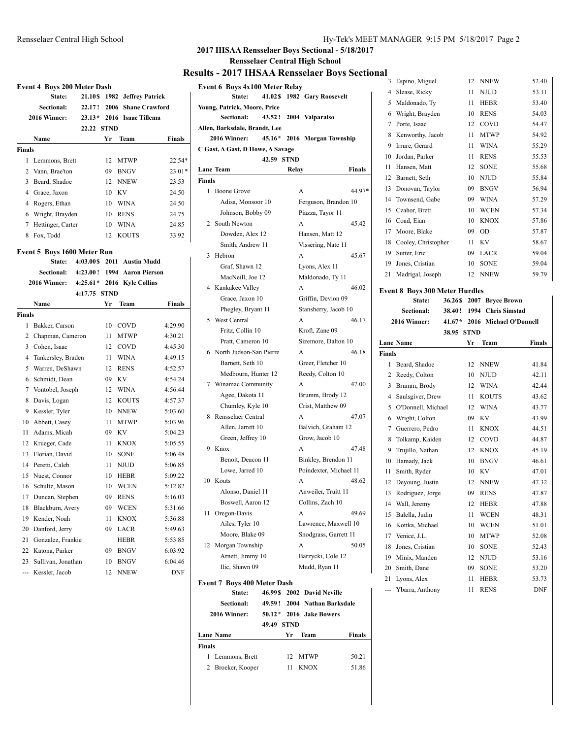## 2017 IHSAA Rensselaer Boys Sectional - 5/18/2017

### Rensselaer Central High School

# Results - 2017 IHSAA Rensselaer Boys Sectional

### Event 4 Boys 200 Meter Dash

| | | | |
|---|---|---|---|
| State: | 21.10$ | 1982 | Jeffrey Patrick |
| Sectional: | 22.17 ! | 2006 | Shane Crawford |
| 2016 Winner: | 23.13 * | 2016 | Isaac Tillema |
| | 22.22 | STND | |

| | Name | Yr | Team | Finals |
|---|---|---|---|---|
| **Finals** | | | | |
| 1 | Lemmons, Brett | 12 | MTWP | 22.54* |
| 2 | Vann, Brae'ton | 09 | BNGV | 23.01* |
| 3 | Beard, Shadoe | 12 | NNEW | 23.53 |
| 4 | Grace, Jaxon | 10 | KV | 24.50 |
| 4 | Rogers, Ethan | 10 | WINA | 24.50 |
| 6 | Wright, Brayden | 10 | RENS | 24.75 |
| 7 | Hettinger, Carter | 10 | WINA | 24.85 |
| 8 | Fox, Todd | 12 | KOUTS | 33.92 |

### Event 5 Boys 1600 Meter Run

| | | | |
|---|---|---|---|
| State: | 4:03.00$ | 2011 | Austin Mudd |
| Sectional: | 4:23.00 ! | 1994 | Aaron Pierson |
| 2016 Winner: | 4:25.61 * | 2016 | Kyle Collins |
| | 4:17.75 | STND | |

| | Name | Yr | Team | Finals |
|---|---|---|---|---|
| **Finals** | | | | |
| 1 | Bakker, Carson | 10 | COVD | 4:29.90 |
| 2 | Chapman, Cameron | 11 | MTWP | 4:30.21 |
| 3 | Cohen, Isaac | 12 | COVD | 4:45.30 |
| 4 | Tankersley, Braden | 11 | WINA | 4:49.15 |
| 5 | Warren, DeShawn | 12 | RENS | 4:52.57 |
| 6 | Schmidt, Dean | 09 | KV | 4:54.24 |
| 7 | Vontobel, Joseph | 12 | WINA | 4:56.44 |
| 8 | Davis, Logan | 12 | KOUTS | 4:57.37 |
| 9 | Kessler, Tyler | 10 | NNEW | 5:03.60 |
| 10 | Abbett, Casey | 11 | MTWP | 5:03.96 |
| 11 | Adams, Micah | 09 | KV | 5:04.23 |
| 12 | Krueger, Cade | 11 | KNOX | 5:05.55 |
| 13 | Florian, David | 10 | SONE | 5:06.48 |
| 14 | Peretti, Caleb | 11 | NJUD | 5:06.85 |
| 15 | Nuest, Connor | 10 | HEBR | 5:09.22 |
| 16 | Schultz, Mason | 10 | WCEN | 5:12.82 |
| 17 | Duncan, Stephen | 09 | RENS | 5:16.03 |
| 18 | Blackburn, Avery | 09 | WCEN | 5:31.66 |
| 19 | Kender, Noah | 11 | KNOX | 5:36.88 |
| 20 | Danford, Jerry | 09 | LACR | 5:49.63 |
| 21 | Gonzalez, Frankie | | HEBR | 5:53.85 |
| 22 | Katona, Parker | 09 | BNGV | 6:03.92 |
| 23 | Sullivan, Jonathan | 10 | BNGV | 6:04.46 |
| --- | Kessler, Jacob | 12 | NNEW | DNF |

### Event 6 Boys 4x100 Meter Relay

State: 41.02$ 1982 Gary Roosevelt
Young, Patrick, Moore, Price
Sectional: 43.52 ! 2004 Valparaiso
Allen, Barksdale, Brandt, Lee
2016 Winner: 45.16 * 2016 Morgan Township
C Gast, A Gast, D Howe, A Savage
42.59 STND

| Lane | Team | Relay | Finals |
|---|---|---|---|
| **Finals** | | | |
| 1 | Boone Grove | A | 44.97* |
| | Adisa, Monsoor 10 | Ferguson, Brandon 10 | |
| | Johnson, Bobby 09 | Piazza, Tayor 11 | |
| 2 | South Newton | A | 45.42 |
| | Dowden, Alex 12 | Hansen, Matt 12 | |
| | Smith, Andrew 11 | Vissering, Nate 11 | |
| 3 | Hebron | A | 45.67 |
| | Graf, Shawn 12 | Lyons, Alex 11 | |
| | MacNeill, Joe 12 | Maldonado, Ty 11 | |
| 4 | Kankakee Valley | A | 46.02 |
| | Grace, Jaxon 10 | Griffin, Devion 09 | |
| | Phegley, Bryant 11 | Stansberry, Jacob 10 | |
| 5 | West Central | A | 46.17 |
| | Fritz, Collin 10 | Kroft, Zane 09 | |
| | Pratt, Cameron 10 | Sizemore, Dalton 10 | |
| 6 | North Judson-San Pierre | A | 46.18 |
| | Barnett, Seth 10 | Greer, Fletcher 10 | |
| | Medbourn, Hunter 12 | Reedy, Colton 10 | |
| 7 | Winamac Community | A | 47.00 |
| | Agee, Dakota 11 | Brumm, Brody 12 | |
| | Chumley, Kyle 10 | Crist, Matthew 09 | |
| 8 | Rensselaer Central | A | 47.07 |
| | Allen, Jarrett 10 | Balvich, Graham 12 | |
| | Green, Jeffrey 10 | Grow, Jacob 10 | |
| 9 | Knox | A | 47.48 |
| | Benoit, Deacon 11 | Binkley, Brendon 11 | |
| | Lowe, Jarred 10 | Poindexter, Michael 11 | |
| 10 | Kouts | A | 48.62 |
| | Alonso, Daniel 11 | Anweiler, Truitt 11 | |
| | Boswell, Aaron 12 | Collins, Zach 10 | |
| 11 | Oregon-Davis | A | 49.69 |
| | Ailes, Tyler 10 | Lawrence, Maxwell 10 | |
| | Moore, Blake 09 | Snodgrass, Garrett 11 | |
| 12 | Morgan Township | A | 50.05 |
| | Arnett, Jimmy 10 | Barzycki, Cole 12 | |
| | Ilic, Shawn 09 | Mudd, Ryan 11 | |

### Event 7 Boys 400 Meter Dash

| | | | |
|---|---|---|---|
| State: | 46.99$ | 2002 | David Neville |
| Sectional: | 49.59 ! | 2004 | Nathan Barksdale |
| 2016 Winner: | 50.12 * | 2016 | Jake Bowers |
| | 49.49 | STND | |

| Lane | Name | Yr | Team | Finals |
|---|---|---|---|---|
| **Finals** | | | | |
| 1 | Lemmons, Brett | 12 | MTWP | 50.21 |
| 2 | Broeker, Kooper | 11 | KNOX | 51.86 |
| 3 | Espino, Miguel | 12 | NNEW | 52.40 |
| 4 | Slease, Ricky | 11 | NJUD | 53.11 |
| 5 | Maldonado, Ty | 11 | HEBR | 53.40 |
| 6 | Wright, Brayden | 10 | RENS | 54.03 |
| 7 | Porte, Isaac | 12 | COVD | 54.47 |
| 8 | Kenworthy, Jacob | 11 | MTWP | 54.92 |
| 9 | Irrure, Gerard | 11 | WINA | 55.29 |
| 10 | Jordan, Parker | 11 | RENS | 55.53 |
| 11 | Hansen, Matt | 12 | SONE | 55.68 |
| 12 | Barnett, Seth | 10 | NJUD | 55.84 |
| 13 | Donovan, Taylor | 09 | BNGV | 56.94 |
| 14 | Townsend, Gabe | 09 | WINA | 57.29 |
| 15 | Czahor, Brett | 10 | WCEN | 57.34 |
| 16 | Coad, Eian | 10 | KNOX | 57.86 |
| 17 | Moore, Blake | 09 | OD | 57.87 |
| 18 | Cooley, Christopher | 11 | KV | 58.67 |
| 19 | Sutter, Eric | 09 | LACR | 59.04 |
| 19 | Jones, Cristian | 10 | SONE | 59.04 |
| 21 | Madrigal, Joseph | 12 | NNEW | 59.79 |

### Event 8 Boys 300 Meter Hurdles

| | | | |
|---|---|---|---|
| State: | 36.26$ | 2007 | Bryce Brown |
| Sectional: | 38.40 ! | 1994 | Chris Simstad |
| 2016 Winner: | 41.67 * | 2016 | Michael O'Donnell |
| | 38.95 | STND | |

| Lane | Name | Yr | Team | Finals |
|---|---|---|---|---|
| **Finals** | | | | |
| 1 | Beard, Shadoe | 12 | NNEW | 41.84 |
| 2 | Reedy, Colton | 10 | NJUD | 42.11 |
| 3 | Brumm, Brody | 12 | WINA | 42.44 |
| 4 | Saulsgiver, Drew | 11 | KOUTS | 43.62 |
| 5 | O'Donnell, Michael | 12 | WINA | 43.77 |
| 6 | Wright, Colton | 09 | KV | 43.99 |
| 7 | Guerrero, Pedro | 11 | KNOX | 44.51 |
| 8 | Tolkamp, Kaiden | 12 | COVD | 44.87 |
| 9 | Trujillo, Nathan | 12 | KNOX | 45.19 |
| 10 | Hamady, Jack | 10 | BNGV | 46.61 |
| 11 | Smith, Ryder | 10 | KV | 47.01 |
| 12 | Deyoung, Justin | 12 | NNEW | 47.32 |
| 13 | Rodriguez, Jorge | 09 | RENS | 47.87 |
| 14 | Wall, Jeremy | 12 | HEBR | 47.88 |
| 15 | Balella, Judin | 11 | WCEN | 48.31 |
| 16 | Kottka, Michael | 10 | WCEN | 51.01 |
| 17 | Venice, J.L. | 10 | MTWP | 52.08 |
| 18 | Jones, Cristian | 10 | SONE | 52.43 |
| 19 | Minix, Manden | 12 | NJUD | 53.16 |
| 20 | Smith, Dane | 09 | SONE | 53.20 |
| 21 | Lyons, Alex | 11 | HEBR | 53.73 |
| --- | Ybarra, Anthony | 11 | RENS | DNF |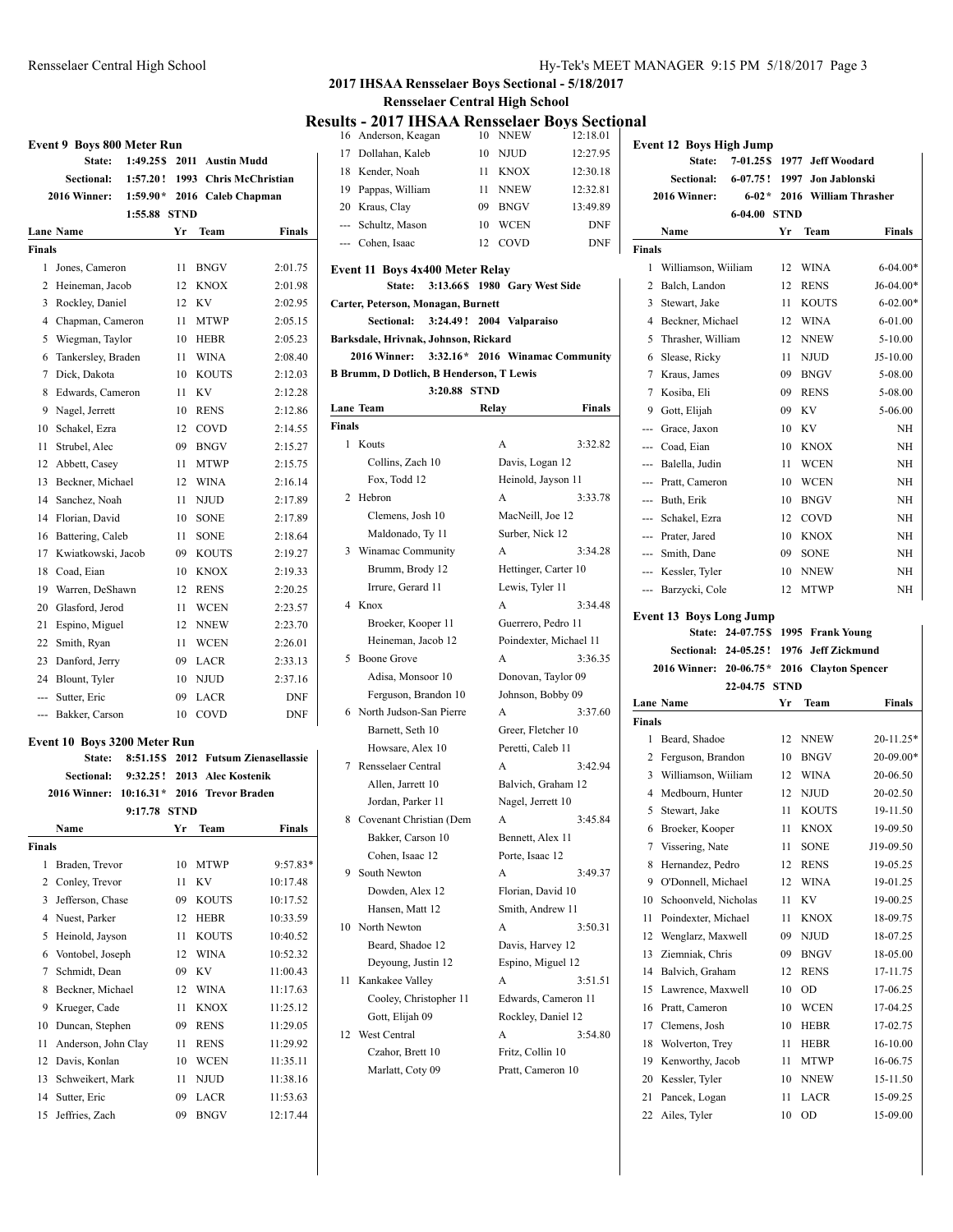## 2017 IHSAA Rensselaer Boys Sectional - 5/18/2017

### Rensselaer Central High School

# Results - 2017 IHSAA Rensselaer Boys Sectional

### Event 9 Boys 800 Meter Run

| | | | |
|---|---|---|---|
| State: | 1:49.25$ | 2011 | Austin Mudd |
| Sectional: | 1:57.20! | 1993 | Chris McChristian |
| 2016 Winner: | 1:59.90* | 2016 | Caleb Chapman |
| | 1:55.88 | STND | |

| Lane | Name | Yr | Team | Finals |
|---|---|---|---|---|
| **Finals** | | | | |
| 1 | Jones, Cameron | 11 | BNGV | 2:01.75 |
| 2 | Heineman, Jacob | 12 | KNOX | 2:01.98 |
| 3 | Rockley, Daniel | 12 | KV | 2:02.95 |
| 4 | Chapman, Cameron | 11 | MTWP | 2:05.15 |
| 5 | Wiegman, Taylor | 10 | HEBR | 2:05.23 |
| 6 | Tankersley, Braden | 11 | WINA | 2:08.40 |
| 7 | Dick, Dakota | 10 | KOUTS | 2:12.03 |
| 8 | Edwards, Cameron | 11 | KV | 2:12.28 |
| 9 | Nagel, Jerrett | 10 | RENS | 2:12.86 |
| 10 | Schakel, Ezra | 12 | COVD | 2:14.55 |
| 11 | Strubel, Alec | 09 | BNGV | 2:15.27 |
| 12 | Abbett, Casey | 11 | MTWP | 2:15.75 |
| 13 | Beckner, Michael | 12 | WINA | 2:16.14 |
| 14 | Sanchez, Noah | 11 | NJUD | 2:17.89 |
| 14 | Florian, David | 10 | SONE | 2:17.89 |
| 16 | Battering, Caleb | 11 | SONE | 2:18.64 |
| 17 | Kwiatkowski, Jacob | 09 | KOUTS | 2:19.27 |
| 18 | Coad, Eian | 10 | KNOX | 2:19.33 |
| 19 | Warren, DeShawn | 12 | RENS | 2:20.25 |
| 20 | Glasford, Jerod | 11 | WCEN | 2:23.57 |
| 21 | Espino, Miguel | 12 | NNEW | 2:23.70 |
| 22 | Smith, Ryan | 11 | WCEN | 2:26.01 |
| 23 | Danford, Jerry | 09 | LACR | 2:33.13 |
| 24 | Blount, Tyler | 10 | NJUD | 2:37.16 |
| --- | Sutter, Eric | 09 | LACR | DNF |
| --- | Bakker, Carson | 10 | COVD | DNF |

### Event 10 Boys 3200 Meter Run

| | | | |
|---|---|---|---|
| State: | 8:51.15$ | 2012 | Futsum Zienasellassie |
| Sectional: | 9:32.25! | 2013 | Alec Kostenik |
| 2016 Winner: | 10:16.31* | 2016 | Trevor Braden |
| | 9:17.78 | STND | |

| | Name | Yr | Team | Finals |
|---|---|---|---|---|
| **Finals** | | | | |
| 1 | Braden, Trevor | 10 | MTWP | 9:57.83* |
| 2 | Conley, Trevor | 11 | KV | 10:17.48 |
| 3 | Jefferson, Chase | 09 | KOUTS | 10:17.52 |
| 4 | Nuest, Parker | 12 | HEBR | 10:33.59 |
| 5 | Heinold, Jayson | 11 | KOUTS | 10:40.52 |
| 6 | Vontobel, Joseph | 12 | WINA | 10:52.32 |
| 7 | Schmidt, Dean | 09 | KV | 11:00.43 |
| 8 | Beckner, Michael | 12 | WINA | 11:17.63 |
| 9 | Krueger, Cade | 11 | KNOX | 11:25.12 |
| 10 | Duncan, Stephen | 09 | RENS | 11:29.05 |
| 11 | Anderson, John Clay | 11 | RENS | 11:29.92 |
| 12 | Davis, Konlan | 10 | WCEN | 11:35.11 |
| 13 | Schweikert, Mark | 11 | NJUD | 11:38.16 |
| 14 | Sutter, Eric | 09 | LACR | 11:53.63 |
| 15 | Jeffries, Zach | 09 | BNGV | 12:17.44 |
| 16 | Anderson, Keagan | 10 | NNEW | 12:18.01 |
| 17 | Dollahan, Kaleb | 10 | NJUD | 12:27.95 |
| 18 | Kender, Noah | 11 | KNOX | 12:30.18 |
| 19 | Pappas, William | 11 | NNEW | 12:32.81 |
| 20 | Kraus, Clay | 09 | BNGV | 13:49.89 |
| --- | Schultz, Mason | 10 | WCEN | DNF |
| --- | Cohen, Isaac | 12 | COVD | DNF |

### Event 11 Boys 4x400 Meter Relay

State: 3:13.66$ 1980 Gary West Side
Carter, Peterson, Monagan, Burnett
Sectional: 3:24.49! 2004 Valparaiso
Barksdale, Hrivnak, Johnson, Rickard
2016 Winner: 3:32.16* 2016 Winamac Community
B Brumm, D Dotlich, B Henderson, T Lewis
3:20.88 STND

| Lane | Team | Relay | Finals |
|---|---|---|---|
| **Finals** | | | |
| 1 | Kouts | A | 3:32.82 |
| | Collins, Zach 10 | Davis, Logan 12 | |
| | Fox, Todd 12 | Heinold, Jayson 11 | |
| 2 | Hebron | A | 3:33.78 |
| | Clemens, Josh 10 | MacNeill, Joe 12 | |
| | Maldonado, Ty 11 | Surber, Nick 12 | |
| 3 | Winamac Community | A | 3:34.28 |
| | Brumm, Brody 12 | Hettinger, Carter 10 | |
| | Irrure, Gerard 11 | Lewis, Tyler 11 | |
| 4 | Knox | A | 3:34.48 |
| | Broeker, Kooper 11 | Guerrero, Pedro 11 | |
| | Heineman, Jacob 12 | Poindexter, Michael 11 | |
| 5 | Boone Grove | A | 3:36.35 |
| | Adisa, Monsoor 10 | Donovan, Taylor 09 | |
| | Ferguson, Brandon 10 | Johnson, Bobby 09 | |
| 6 | North Judson-San Pierre | A | 3:37.60 |
| | Barnett, Seth 10 | Greer, Fletcher 10 | |
| | Howsare, Alex 10 | Peretti, Caleb 11 | |
| 7 | Rensselaer Central | A | 3:42.94 |
| | Allen, Jarrett 10 | Balvich, Graham 12 | |
| | Jordan, Parker 11 | Nagel, Jerrett 10 | |
| 8 | Covenant Christian (Dem | A | 3:45.84 |
| | Bakker, Carson 10 | Bennett, Alex 11 | |
| | Cohen, Isaac 12 | Porte, Isaac 12 | |
| 9 | South Newton | A | 3:49.37 |
| | Dowden, Alex 12 | Florian, David 10 | |
| | Hansen, Matt 12 | Smith, Andrew 11 | |
| 10 | North Newton | A | 3:50.31 |
| | Beard, Shadoe 12 | Davis, Harvey 12 | |
| | Deyoung, Justin 12 | Espino, Miguel 12 | |
| 11 | Kankakee Valley | A | 3:51.51 |
| | Cooley, Christopher 11 | Edwards, Cameron 11 | |
| | Gott, Elijah 09 | Rockley, Daniel 12 | |
| 12 | West Central | A | 3:54.80 |
| | Czahor, Brett 10 | Fritz, Collin 10 | |
| | Marlatt, Coty 09 | Pratt, Cameron 10 | |

### Event 12 Boys High Jump

| | | | |
|---|---|---|---|
| State: | 7-01.25$ | 1977 | Jeff Woodard |
| Sectional: | 6-07.75! | 1997 | Jon Jablonski |
| 2016 Winner: | 6-02* | 2016 | William Thrasher |
| | 6-04.00 | STND | |

| | Name | Yr | Team | Finals |
|---|---|---|---|---|
| **Finals** | | | | |
| 1 | Williamson, Wiiliam | 12 | WINA | 6-04.00* |
| 2 | Balch, Landon | 12 | RENS | J6-04.00* |
| 3 | Stewart, Jake | 11 | KOUTS | 6-02.00* |
| 4 | Beckner, Michael | 12 | WINA | 6-01.00 |
| 5 | Thrasher, William | 12 | NNEW | 5-10.00 |
| 6 | Slease, Ricky | 11 | NJUD | J5-10.00 |
| 7 | Kraus, James | 09 | BNGV | 5-08.00 |
| 7 | Kosiba, Eli | 09 | RENS | 5-08.00 |
| 9 | Gott, Elijah | 09 | KV | 5-06.00 |
| --- | Grace, Jaxon | 10 | KV | NH |
| --- | Coad, Eian | 10 | KNOX | NH |
| --- | Balella, Judin | 11 | WCEN | NH |
| --- | Pratt, Cameron | 10 | WCEN | NH |
| --- | Buth, Erik | 10 | BNGV | NH |
| --- | Schakel, Ezra | 12 | COVD | NH |
| --- | Prater, Jared | 10 | KNOX | NH |
| --- | Smith, Dane | 09 | SONE | NH |
| --- | Kessler, Tyler | 10 | NNEW | NH |
| --- | Barzycki, Cole | 12 | MTWP | NH |

### Event 13 Boys Long Jump

| | | | |
|---|---|---|---|
| State: | 24-07.75$ | 1995 | Frank Young |
| Sectional: | 24-05.25! | 1976 | Jeff Zickmund |
| 2016 Winner: | 20-06.75* | 2016 | Clayton Spencer |
| | 22-04.75 | STND | |

| Lane | Name | Yr | Team | Finals |
|---|---|---|---|---|
| **Finals** | | | | |
| 1 | Beard, Shadoe | 12 | NNEW | 20-11.25* |
| 2 | Ferguson, Brandon | 10 | BNGV | 20-09.00* |
| 3 | Williamson, Wiiliam | 12 | WINA | 20-06.50 |
| 4 | Medbourn, Hunter | 12 | NJUD | 20-02.50 |
| 5 | Stewart, Jake | 11 | KOUTS | 19-11.50 |
| 6 | Broeker, Kooper | 11 | KNOX | 19-09.50 |
| 7 | Vissering, Nate | 11 | SONE | J19-09.50 |
| 8 | Hernandez, Pedro | 12 | RENS | 19-05.25 |
| 9 | O'Donnell, Michael | 12 | WINA | 19-01.25 |
| 10 | Schoonveld, Nicholas | 11 | KV | 19-00.25 |
| 11 | Poindexter, Michael | 11 | KNOX | 18-09.75 |
| 12 | Wenglarz, Maxwell | 09 | NJUD | 18-07.25 |
| 13 | Ziemniak, Chris | 09 | BNGV | 18-05.00 |
| 14 | Balvich, Graham | 12 | RENS | 17-11.75 |
| 15 | Lawrence, Maxwell | 10 | OD | 17-06.25 |
| 16 | Pratt, Cameron | 10 | WCEN | 17-04.25 |
| 17 | Clemens, Josh | 10 | HEBR | 17-02.75 |
| 18 | Wolverton, Trey | 11 | HEBR | 16-10.00 |
| 19 | Kenworthy, Jacob | 11 | MTWP | 16-06.75 |
| 20 | Kessler, Tyler | 10 | NNEW | 15-11.50 |
| 21 | Pancek, Logan | 11 | LACR | 15-09.25 |
| 22 | Ailes, Tyler | 10 | OD | 15-09.00 |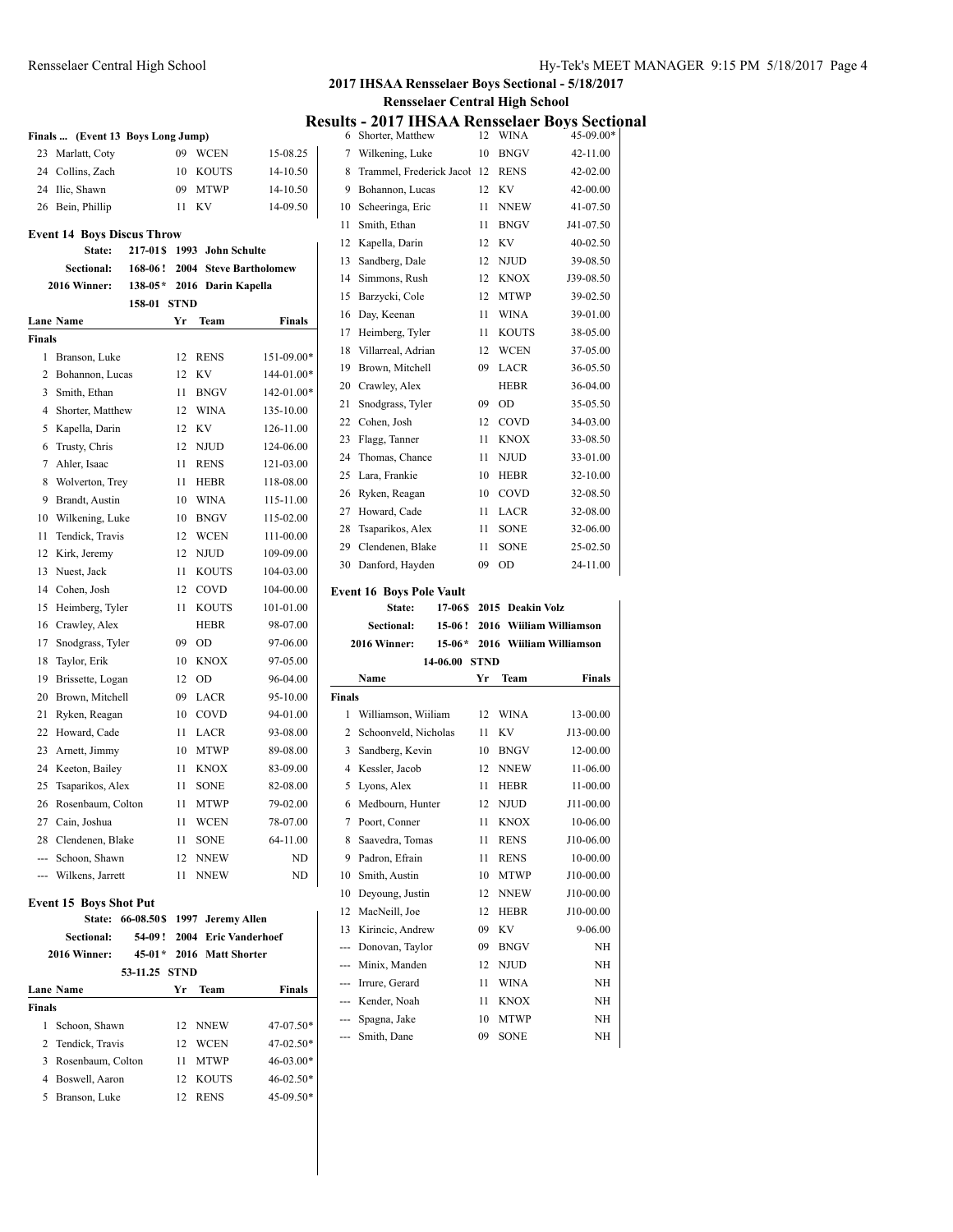# 2017 IHSAA Rensselaer Boys Sectional - 5/18/2017

## Rensselaer Central High School

## Results - 2017 IHSAA Rensselaer Boys Sectional

**Finals ... (Event 13 Boys Long Jump)**

| | | | | |
|---|---|---|---|---|
| 23 | Marlatt, Coty | 09 | WCEN | 15-08.25 |
| 24 | Collins, Zach | 10 | KOUTS | 14-10.50 |
| 24 | Ilic, Shawn | 09 | MTWP | 14-10.50 |
| 26 | Bein, Phillip | 11 | KV | 14-09.50 |

### Event 14 Boys Discus Throw

| | | | |
|---|---|---|---|
| State: | 217-01 $ | 1993 | John Schulte |
| Sectional: | 168-06 ! | 2004 | Steve Bartholomew |
| 2016 Winner: | 138-05 * | 2016 | Darin Kapella |
| | 158-01 | STND | |

| Lane | Name | Yr | Team | Finals |
|---|---|---|---|---|
| **Finals** | | | | |
| 1 | Branson, Luke | 12 | RENS | 151-09.00* |
| 2 | Bohannon, Lucas | 12 | KV | 144-01.00* |
| 3 | Smith, Ethan | 11 | BNGV | 142-01.00* |
| 4 | Shorter, Matthew | 12 | WINA | 135-10.00 |
| 5 | Kapella, Darin | 12 | KV | 126-11.00 |
| 6 | Trusty, Chris | 12 | NJUD | 124-06.00 |
| 7 | Ahler, Isaac | 11 | RENS | 121-03.00 |
| 8 | Wolverton, Trey | 11 | HEBR | 118-08.00 |
| 9 | Brandt, Austin | 10 | WINA | 115-11.00 |
| 10 | Wilkening, Luke | 10 | BNGV | 115-02.00 |
| 11 | Tendick, Travis | 12 | WCEN | 111-00.00 |
| 12 | Kirk, Jeremy | 12 | NJUD | 109-09.00 |
| 13 | Nuest, Jack | 11 | KOUTS | 104-03.00 |
| 14 | Cohen, Josh | 12 | COVD | 104-00.00 |
| 15 | Heimberg, Tyler | 11 | KOUTS | 101-01.00 |
| 16 | Crawley, Alex | | HEBR | 98-07.00 |
| 17 | Snodgrass, Tyler | 09 | OD | 97-06.00 |
| 18 | Taylor, Erik | 10 | KNOX | 97-05.00 |
| 19 | Brissette, Logan | 12 | OD | 96-04.00 |
| 20 | Brown, Mitchell | 09 | LACR | 95-10.00 |
| 21 | Ryken, Reagan | 10 | COVD | 94-01.00 |
| 22 | Howard, Cade | 11 | LACR | 93-08.00 |
| 23 | Arnett, Jimmy | 10 | MTWP | 89-08.00 |
| 24 | Keeton, Bailey | 11 | KNOX | 83-09.00 |
| 25 | Tsaparikos, Alex | 11 | SONE | 82-08.00 |
| 26 | Rosenbaum, Colton | 11 | MTWP | 79-02.00 |
| 27 | Cain, Joshua | 11 | WCEN | 78-07.00 |
| 28 | Clendenen, Blake | 11 | SONE | 64-11.00 |
| --- | Schoon, Shawn | 12 | NNEW | ND |
| --- | Wilkens, Jarrett | 11 | NNEW | ND |

### Event 15 Boys Shot Put

| | | | |
|---|---|---|---|
| State: | 66-08.50 $ | 1997 | Jeremy Allen |
| Sectional: | 54-09 ! | 2004 | Eric Vanderhoef |
| 2016 Winner: | 45-01 * | 2016 | Matt Shorter |
| | 53-11.25 | STND | |

| Lane | Name | Yr | Team | Finals |
|---|---|---|---|---|
| **Finals** | | | | |
| 1 | Schoon, Shawn | 12 | NNEW | 47-07.50* |
| 2 | Tendick, Travis | 12 | WCEN | 47-02.50* |
| 3 | Rosenbaum, Colton | 11 | MTWP | 46-03.00* |
| 4 | Boswell, Aaron | 12 | KOUTS | 46-02.50* |
| 5 | Branson, Luke | 12 | RENS | 45-09.50* |
| 6 | Shorter, Matthew | 12 | WINA | 45-09.00* |
| 7 | Wilkening, Luke | 10 | BNGV | 42-11.00 |
| 8 | Trammel, Frederick Jacol | 12 | RENS | 42-02.00 |
| 9 | Bohannon, Lucas | 12 | KV | 42-00.00 |
| 10 | Scheeringa, Eric | 11 | NNEW | 41-07.50 |
| 11 | Smith, Ethan | 11 | BNGV | J41-07.50 |
| 12 | Kapella, Darin | 12 | KV | 40-02.50 |
| 13 | Sandberg, Dale | 12 | NJUD | 39-08.50 |
| 14 | Simmons, Rush | 12 | KNOX | J39-08.50 |
| 15 | Barzycki, Cole | 12 | MTWP | 39-02.50 |
| 16 | Day, Keenan | 11 | WINA | 39-01.00 |
| 17 | Heimberg, Tyler | 11 | KOUTS | 38-05.00 |
| 18 | Villarreal, Adrian | 12 | WCEN | 37-05.00 |
| 19 | Brown, Mitchell | 09 | LACR | 36-05.50 |
| 20 | Crawley, Alex | | HEBR | 36-04.00 |
| 21 | Snodgrass, Tyler | 09 | OD | 35-05.50 |
| 22 | Cohen, Josh | 12 | COVD | 34-03.00 |
| 23 | Flagg, Tanner | 11 | KNOX | 33-08.50 |
| 24 | Thomas, Chance | 11 | NJUD | 33-01.00 |
| 25 | Lara, Frankie | 10 | HEBR | 32-10.00 |
| 26 | Ryken, Reagan | 10 | COVD | 32-08.50 |
| 27 | Howard, Cade | 11 | LACR | 32-08.00 |
| 28 | Tsaparikos, Alex | 11 | SONE | 32-06.00 |
| 29 | Clendenen, Blake | 11 | SONE | 25-02.50 |
| 30 | Danford, Hayden | 09 | OD | 24-11.00 |

### Event 16 Boys Pole Vault

| | | | |
|---|---|---|---|
| State: | 17-06 $ | 2015 | Deakin Volz |
| Sectional: | 15-06 ! | 2016 | Wiiliam Williamson |
| 2016 Winner: | 15-06 * | 2016 | Wiiliam Williamson |
| | 14-06.00 | STND | |

| | Name | Yr | Team | Finals |
|---|---|---|---|---|
| **Finals** | | | | |
| 1 | Williamson, Wiiliam | 12 | WINA | 13-00.00 |
| 2 | Schoonveld, Nicholas | 11 | KV | J13-00.00 |
| 3 | Sandberg, Kevin | 10 | BNGV | 12-00.00 |
| 4 | Kessler, Jacob | 12 | NNEW | 11-06.00 |
| 5 | Lyons, Alex | 11 | HEBR | 11-00.00 |
| 6 | Medbourn, Hunter | 12 | NJUD | J11-00.00 |
| 7 | Poort, Conner | 11 | KNOX | 10-06.00 |
| 8 | Saavedra, Tomas | 11 | RENS | J10-06.00 |
| 9 | Padron, Efrain | 11 | RENS | 10-00.00 |
| 10 | Smith, Austin | 10 | MTWP | J10-00.00 |
| 10 | Deyoung, Justin | 12 | NNEW | J10-00.00 |
| 12 | MacNeill, Joe | 12 | HEBR | J10-00.00 |
| 13 | Kirincic, Andrew | 09 | KV | 9-06.00 |
| --- | Donovan, Taylor | 09 | BNGV | NH |
| --- | Minix, Manden | 12 | NJUD | NH |
| --- | Irrure, Gerard | 11 | WINA | NH |
| --- | Kender, Noah | 11 | KNOX | NH |
| --- | Spagna, Jake | 10 | MTWP | NH |
| --- | Smith, Dane | 09 | SONE | NH |